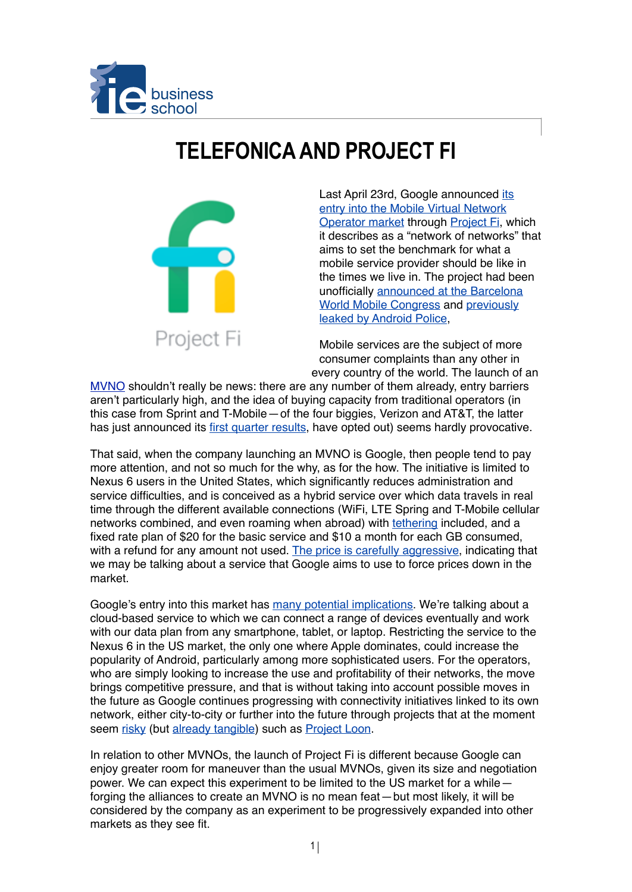# TELEFONICA AND PROJECT FI

Last April 23rd, Google announced its entry into the Mobile Virtual Network Operator market through Project Fi, which it describes as a "network of networks" that aims to set the benchmark for what a mobile service provider should be like in the times we live in. The project had been unofficially announced at the Barcelona World Mobile Congress and previously leaked by Android Police,

Mobile services are the subject of more consumer complaints than any other in every country of the world. The launch of an MVNO shouldn't really be news: there are any number of them already, entry barriers aren't particularly high, and the idea of buying capacity from traditional operators (in this case from Sprint and T-Mobile — of the four biggies, Verizon and AT&T, the latter has just announced its first quarter results, have opted out) seems hardly provocative.

That said, when the company launching an MVNO is Google, then people tend to pay more attention, and not so much for the why, as for the how. The initiative is limited to Nexus 6 users in the United States, which significantly reduces administration and service difficulties, and is conceived as a hybrid service over which data travels in real time through the different available connections (WiFi, LTE Spring and T-Mobile cellular networks combined, and even roaming when abroad) with tethering included, and a fixed rate plan of $20 for the basic service and $10 a month for each GB consumed, with a refund for any amount not used. The price is carefully aggressive, indicating that we may be talking about a service that Google aims to use to force prices down in the market.

Google's entry into this market has many potential implications. We're talking about a cloud-based service to which we can connect a range of devices eventually and work with our data plan from any smartphone, tablet, or laptop. Restricting the service to the Nexus 6 in the US market, the only one where Apple dominates, could increase the popularity of Android, particularly among more sophisticated users. For the operators, who are simply looking to increase the use and profitability of their networks, the move brings competitive pressure, and that is without taking into account possible moves in the future as Google continues progressing with connectivity initiatives linked to its own network, either city-to-city or further into the future through projects that at the moment seem risky (but already tangible) such as Project Loon.

In relation to other MVNOs, the launch of Project Fi is different because Google can enjoy greater room for maneuver than the usual MVNOs, given its size and negotiation power. We can expect this experiment to be limited to the US market for a while — forging the alliances to create an MVNO is no mean feat — but most likely, it will be considered by the company as an experiment to be progressively expanded into other markets as they see fit.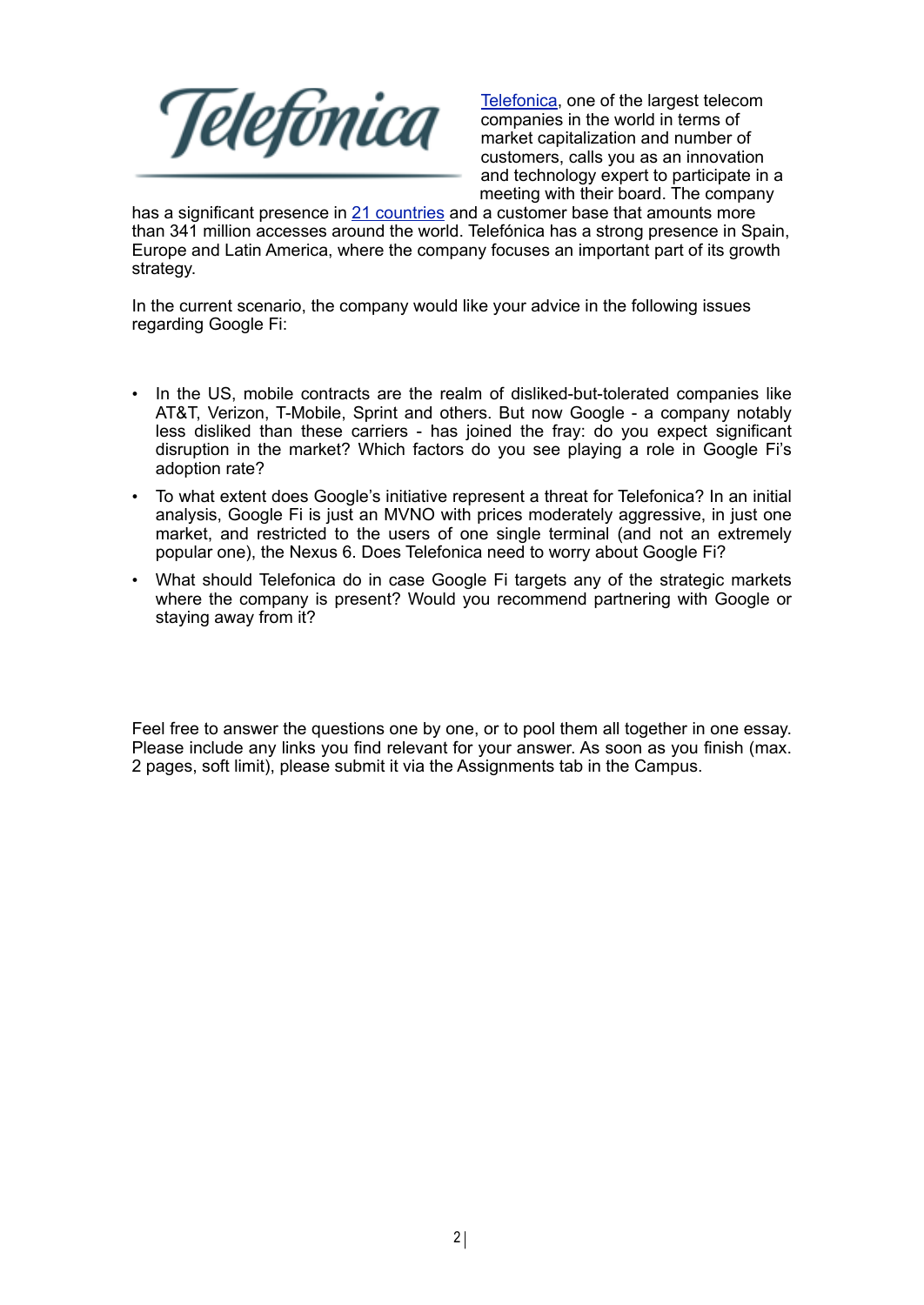Telefonica

Telefonica, one of the largest telecom companies in the world in terms of market capitalization and number of customers, calls you as an innovation and technology expert to participate in a meeting with their board. The company has a significant presence in 21 countries and a customer base that amounts more than 341 million accesses around the world. Telefónica has a strong presence in Spain, Europe and Latin America, where the company focuses an important part of its growth strategy.

In the current scenario, the company would like your advice in the following issues regarding Google Fi:

- In the US, mobile contracts are the realm of disliked-but-tolerated companies like AT&T, Verizon, T-Mobile, Sprint and others. But now Google - a company notably less disliked than these carriers - has joined the fray: do you expect significant disruption in the market? Which factors do you see playing a role in Google Fi's adoption rate?
- To what extent does Google's initiative represent a threat for Telefonica? In an initial analysis, Google Fi is just an MVNO with prices moderately aggressive, in just one market, and restricted to the users of one single terminal (and not an extremely popular one), the Nexus 6. Does Telefonica need to worry about Google Fi?
- What should Telefonica do in case Google Fi targets any of the strategic markets where the company is present? Would you recommend partnering with Google or staying away from it?

Feel free to answer the questions one by one, or to pool them all together in one essay. Please include any links you find relevant for your answer. As soon as you finish (max. 2 pages, soft limit), please submit it via the Assignments tab in the Campus.